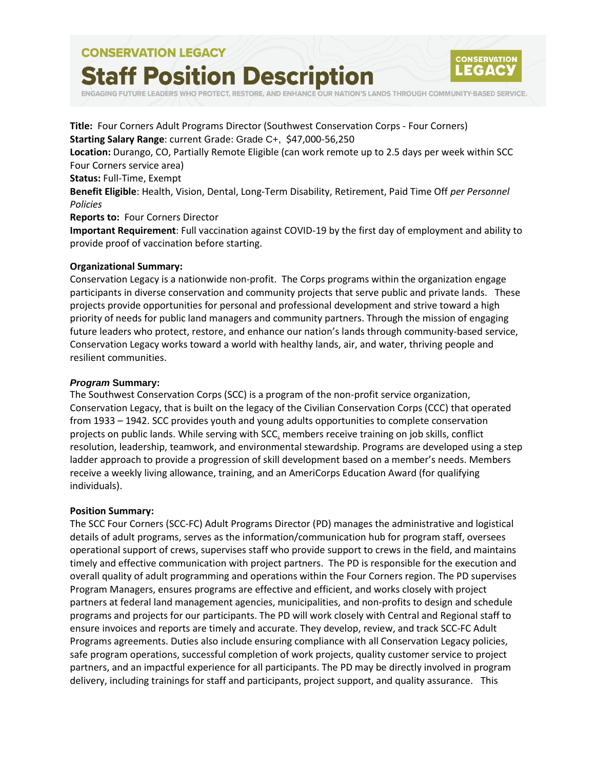CONSERVATION LEGACY

# Staff Position Description

ENGAGING FUTURE LEADERS WHO PROTECT, RESTORE, AND ENHANCE OUR NATION'S LANDS THROUGH COMMUNITY-BASED SERVICE.

**Title:** Four Corners Adult Programs Director (Southwest Conservation Corps - Four Corners)
**Starting Salary Range**: current Grade: Grade C+, $47,000-56,250
**Location:** Durango, CO, Partially Remote Eligible (can work remote up to 2.5 days per week within SCC Four Corners service area)
**Status:** Full-Time, Exempt
**Benefit Eligible**: Health, Vision, Dental, Long-Term Disability, Retirement, Paid Time Off *per Personnel Policies*
**Reports to:** Four Corners Director
**Important Requirement**: Full vaccination against COVID-19 by the first day of employment and ability to provide proof of vaccination before starting.

**Organizational Summary:**
Conservation Legacy is a nationwide non-profit. The Corps programs within the organization engage participants in diverse conservation and community projects that serve public and private lands. These projects provide opportunities for personal and professional development and strive toward a high priority of needs for public land managers and community partners. Through the mission of engaging future leaders who protect, restore, and enhance our nation's lands through community-based service, Conservation Legacy works toward a world with healthy lands, air, and water, thriving people and resilient communities.

***Program* Summary:**
The Southwest Conservation Corps (SCC) is a program of the non-profit service organization, Conservation Legacy, that is built on the legacy of the Civilian Conservation Corps (CCC) that operated from 1933 – 1942. SCC provides youth and young adults opportunities to complete conservation projects on public lands. While serving with SCC, members receive training on job skills, conflict resolution, leadership, teamwork, and environmental stewardship. Programs are developed using a step ladder approach to provide a progression of skill development based on a member's needs. Members receive a weekly living allowance, training, and an AmeriCorps Education Award (for qualifying individuals).

**Position Summary:**
The SCC Four Corners (SCC-FC) Adult Programs Director (PD) manages the administrative and logistical details of adult programs, serves as the information/communication hub for program staff, oversees operational support of crews, supervises staff who provide support to crews in the field, and maintains timely and effective communication with project partners. The PD is responsible for the execution and overall quality of adult programming and operations within the Four Corners region. The PD supervises Program Managers, ensures programs are effective and efficient, and works closely with project partners at federal land management agencies, municipalities, and non-profits to design and schedule programs and projects for our participants. The PD will work closely with Central and Regional staff to ensure invoices and reports are timely and accurate. They develop, review, and track SCC-FC Adult Programs agreements. Duties also include ensuring compliance with all Conservation Legacy policies, safe program operations, successful completion of work projects, quality customer service to project partners, and an impactful experience for all participants. The PD may be directly involved in program delivery, including trainings for staff and participants, project support, and quality assurance. This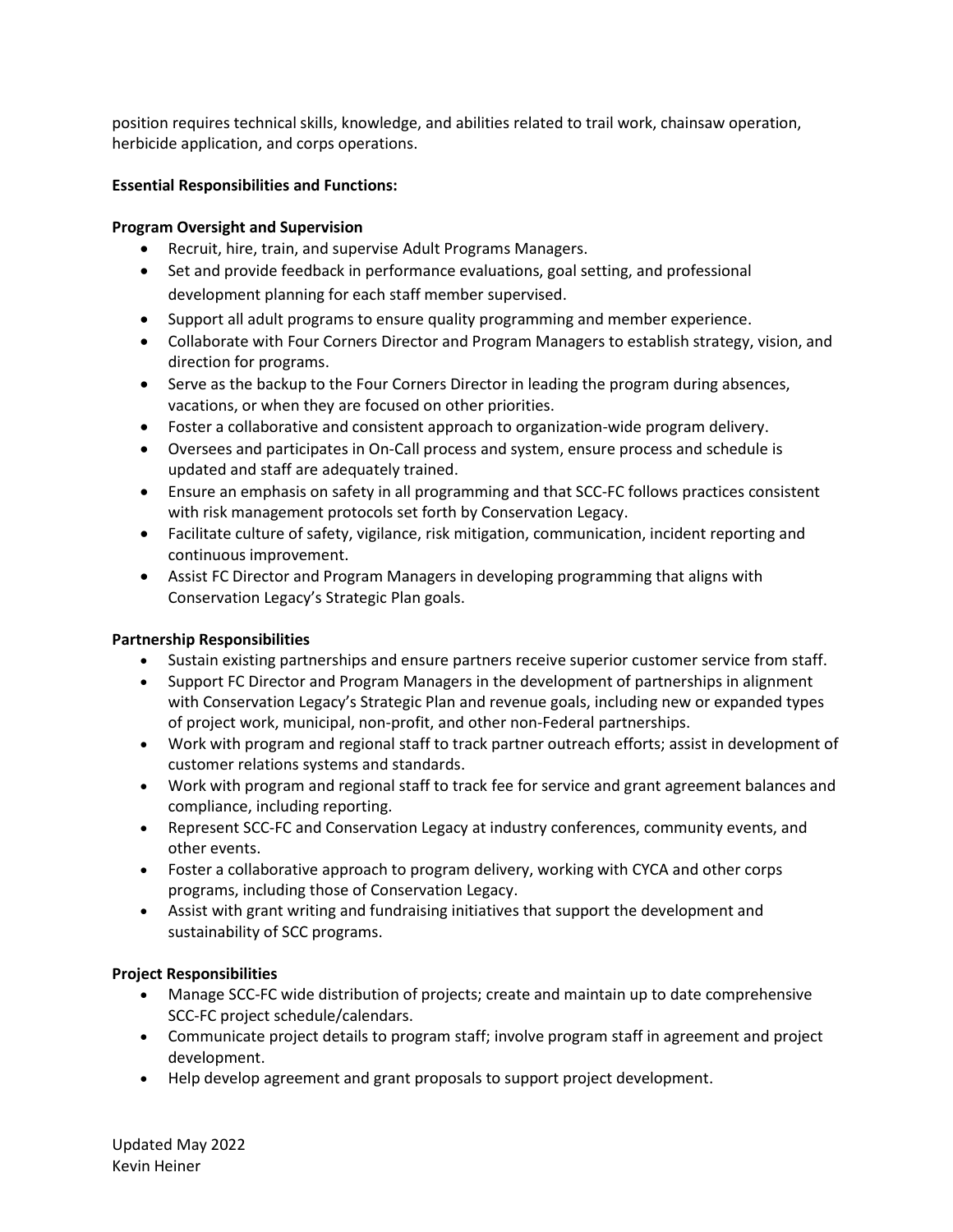position requires technical skills, knowledge, and abilities related to trail work, chainsaw operation, herbicide application, and corps operations.

**Essential Responsibilities and Functions:**

**Program Oversight and Supervision**

- Recruit, hire, train, and supervise Adult Programs Managers.
- Set and provide feedback in performance evaluations, goal setting, and professional development planning for each staff member supervised.
- Support all adult programs to ensure quality programming and member experience.
- Collaborate with Four Corners Director and Program Managers to establish strategy, vision, and direction for programs.
- Serve as the backup to the Four Corners Director in leading the program during absences, vacations, or when they are focused on other priorities.
- Foster a collaborative and consistent approach to organization-wide program delivery.
- Oversees and participates in On-Call process and system, ensure process and schedule is updated and staff are adequately trained.
- Ensure an emphasis on safety in all programming and that SCC-FC follows practices consistent with risk management protocols set forth by Conservation Legacy.
- Facilitate culture of safety, vigilance, risk mitigation, communication, incident reporting and continuous improvement.
- Assist FC Director and Program Managers in developing programming that aligns with Conservation Legacy's Strategic Plan goals.

**Partnership Responsibilities**

- Sustain existing partnerships and ensure partners receive superior customer service from staff.
- Support FC Director and Program Managers in the development of partnerships in alignment with Conservation Legacy's Strategic Plan and revenue goals, including new or expanded types of project work, municipal, non-profit, and other non-Federal partnerships.
- Work with program and regional staff to track partner outreach efforts; assist in development of customer relations systems and standards.
- Work with program and regional staff to track fee for service and grant agreement balances and compliance, including reporting.
- Represent SCC-FC and Conservation Legacy at industry conferences, community events, and other events.
- Foster a collaborative approach to program delivery, working with CYCA and other corps programs, including those of Conservation Legacy.
- Assist with grant writing and fundraising initiatives that support the development and sustainability of SCC programs.

**Project Responsibilities**

- Manage SCC-FC wide distribution of projects; create and maintain up to date comprehensive SCC-FC project schedule/calendars.
- Communicate project details to program staff; involve program staff in agreement and project development.
- Help develop agreement and grant proposals to support project development.

Updated May 2022
Kevin Heiner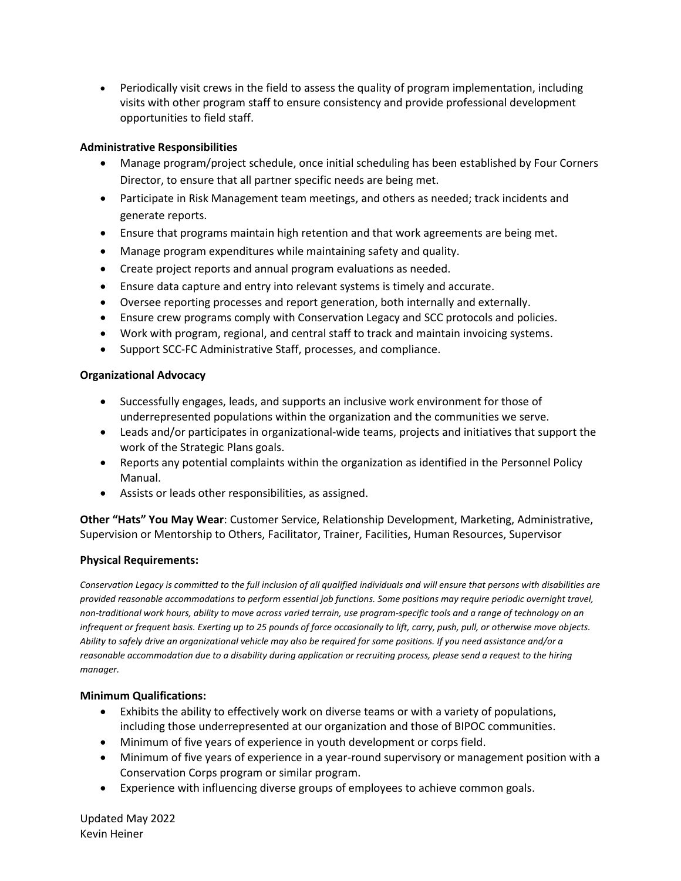- Periodically visit crews in the field to assess the quality of program implementation, including visits with other program staff to ensure consistency and provide professional development opportunities to field staff.

**Administrative Responsibilities**

- Manage program/project schedule, once initial scheduling has been established by Four Corners Director, to ensure that all partner specific needs are being met.
- Participate in Risk Management team meetings, and others as needed; track incidents and generate reports.
- Ensure that programs maintain high retention and that work agreements are being met.
- Manage program expenditures while maintaining safety and quality.
- Create project reports and annual program evaluations as needed.
- Ensure data capture and entry into relevant systems is timely and accurate.
- Oversee reporting processes and report generation, both internally and externally.
- Ensure crew programs comply with Conservation Legacy and SCC protocols and policies.
- Work with program, regional, and central staff to track and maintain invoicing systems.
- Support SCC-FC Administrative Staff, processes, and compliance.

**Organizational Advocacy**

- Successfully engages, leads, and supports an inclusive work environment for those of underrepresented populations within the organization and the communities we serve.
- Leads and/or participates in organizational-wide teams, projects and initiatives that support the work of the Strategic Plans goals.
- Reports any potential complaints within the organization as identified in the Personnel Policy Manual.
- Assists or leads other responsibilities, as assigned.

**Other "Hats" You May Wear**: Customer Service, Relationship Development, Marketing, Administrative, Supervision or Mentorship to Others, Facilitator, Trainer, Facilities, Human Resources, Supervisor

**Physical Requirements:**

*Conservation Legacy is committed to the full inclusion of all qualified individuals and will ensure that persons with disabilities are provided reasonable accommodations to perform essential job functions. Some positions may require periodic overnight travel, non-traditional work hours, ability to move across varied terrain, use program-specific tools and a range of technology on an infrequent or frequent basis. Exerting up to 25 pounds of force occasionally to lift, carry, push, pull, or otherwise move objects. Ability to safely drive an organizational vehicle may also be required for some positions. If you need assistance and/or a reasonable accommodation due to a disability during application or recruiting process, please send a request to the hiring manager.*

**Minimum Qualifications:**

- Exhibits the ability to effectively work on diverse teams or with a variety of populations, including those underrepresented at our organization and those of BIPOC communities.
- Minimum of five years of experience in youth development or corps field.
- Minimum of five years of experience in a year-round supervisory or management position with a Conservation Corps program or similar program.
- Experience with influencing diverse groups of employees to achieve common goals.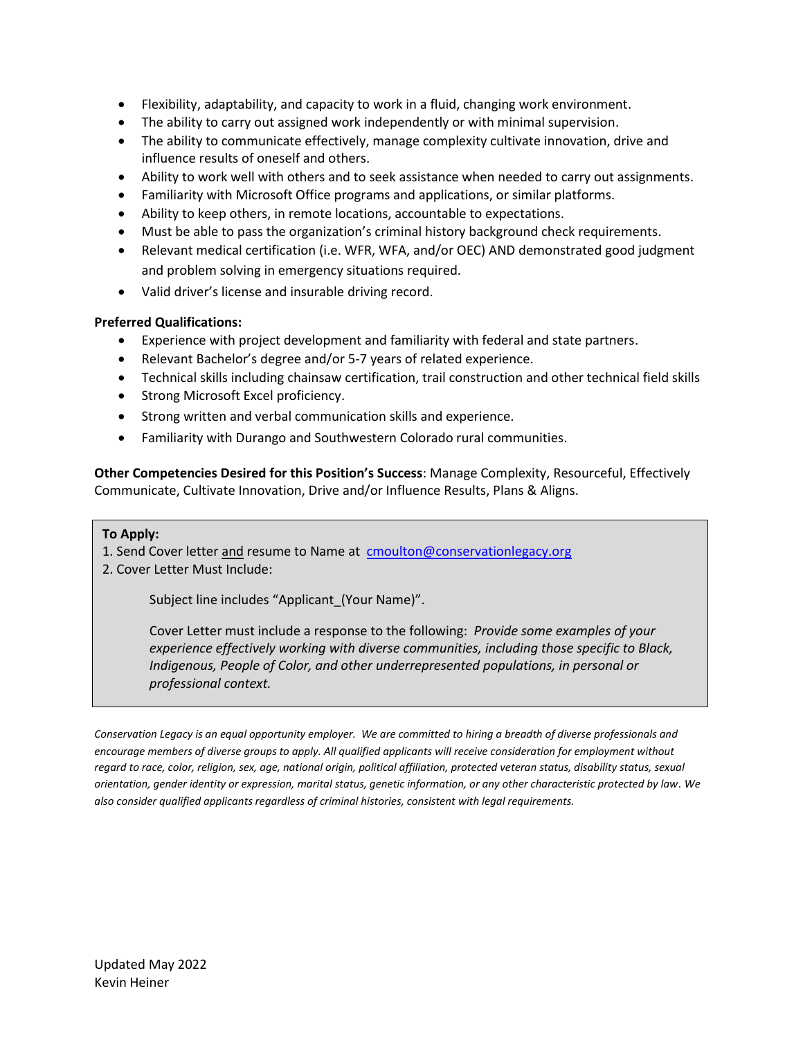- Flexibility, adaptability, and capacity to work in a fluid, changing work environment.
- The ability to carry out assigned work independently or with minimal supervision.
- The ability to communicate effectively, manage complexity cultivate innovation, drive and influence results of oneself and others.
- Ability to work well with others and to seek assistance when needed to carry out assignments.
- Familiarity with Microsoft Office programs and applications, or similar platforms.
- Ability to keep others, in remote locations, accountable to expectations.
- Must be able to pass the organization's criminal history background check requirements.
- Relevant medical certification (i.e. WFR, WFA, and/or OEC) AND demonstrated good judgment and problem solving in emergency situations required.
- Valid driver's license and insurable driving record.

**Preferred Qualifications:**

- Experience with project development and familiarity with federal and state partners.
- Relevant Bachelor's degree and/or 5-7 years of related experience.
- Technical skills including chainsaw certification, trail construction and other technical field skills
- Strong Microsoft Excel proficiency.
- Strong written and verbal communication skills and experience.
- Familiarity with Durango and Southwestern Colorado rural communities.

**Other Competencies Desired for this Position's Success**: Manage Complexity, Resourceful, Effectively Communicate, Cultivate Innovation, Drive and/or Influence Results, Plans & Aligns.

**To Apply:**

1. Send Cover letter <u>and</u> resume to Name at [cmoulton@conservationlegacy.org](mailto:cmoulton@conservationlegacy.org)
2. Cover Letter Must Include:

   Subject line includes "Applicant_(Your Name)".

   Cover Letter must include a response to the following: *Provide some examples of your experience effectively working with diverse communities, including those specific to Black, Indigenous, People of Color, and other underrepresented populations, in personal or professional context.*

*Conservation Legacy is an equal opportunity employer. We are committed to hiring a breadth of diverse professionals and encourage members of diverse groups to apply. All qualified applicants will receive consideration for employment without regard to race, color, religion, sex, age, national origin, political affiliation, protected veteran status, disability status, sexual orientation, gender identity or expression, marital status, genetic information, or any other characteristic protected by law. We also consider qualified applicants regardless of criminal histories, consistent with legal requirements.*

Updated May 2022
Kevin Heiner